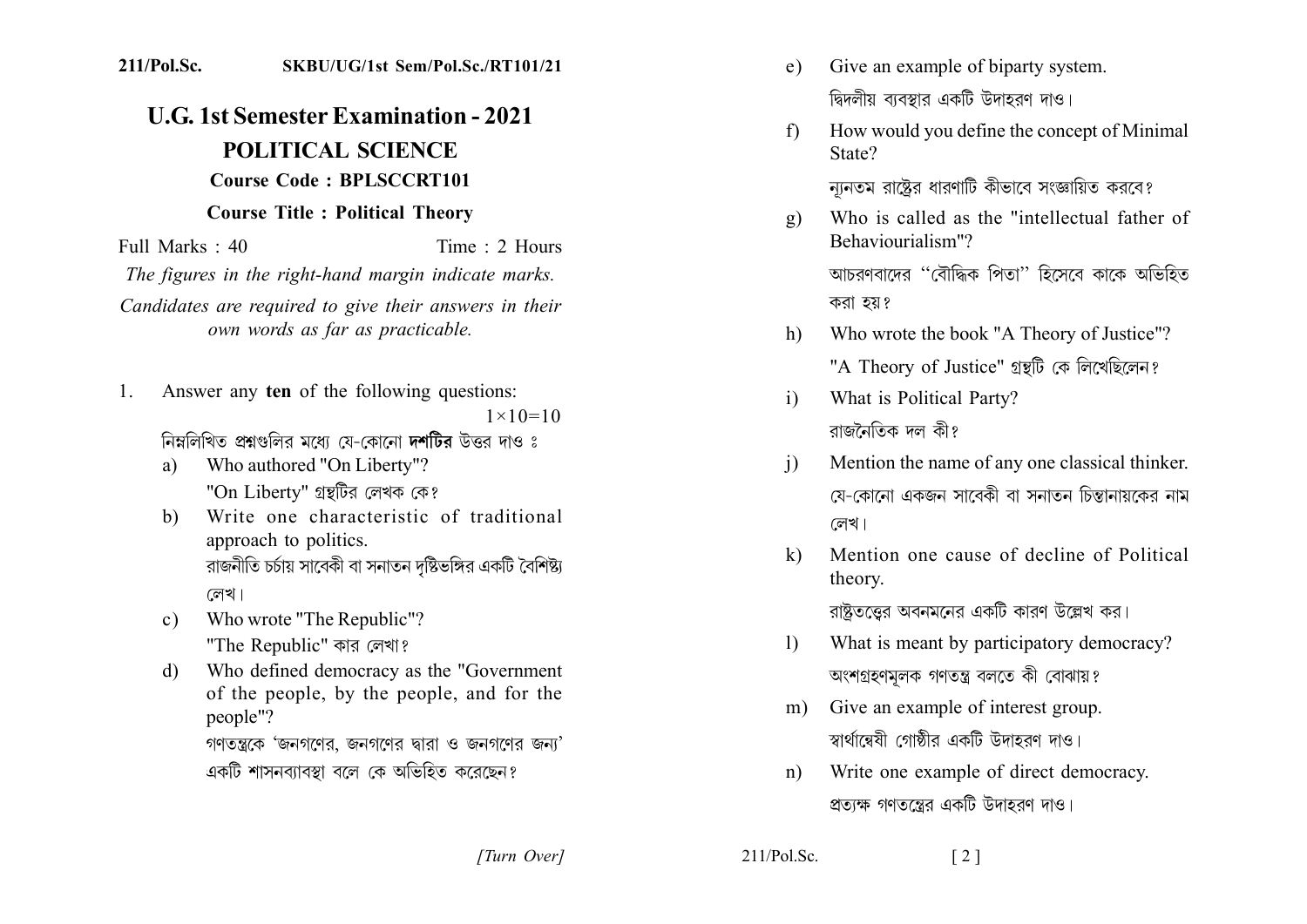211/Pol.Sc. SKBU/UG/1st Sem/Pol.Sc./RT101/21

# U.G. 1st Semester Examination - 2021

## POLITICAL SCIENCE

**Course Code : BPLSCCRT101**

**Course Title : Political Theory**

Full Marks : 40 Time : 2 Hours

*The figures in the right-hand margin indicate marks.*

*Candidates are required to give their answers in their own words as far as practicable.*

1. Answer any **ten** of the following questions: $1\times10=10$

   নিম্নলিখিত প্রশ্নগুলির মধ্যে যে-কোনো **দশটির** উত্তর দাও ঃ

   a) Who authored "On Liberty"?
   "On Liberty" গ্রন্থটির লেখক কে?

   b) Write one characteristic of traditional approach to politics.
   রাজনীতি চর্চায় সাবেকী বা সনাতন দৃষ্টিভঙ্গির একটি বৈশিষ্ট্য লেখ।

   c) Who wrote "The Republic"?
   "The Republic" কার লেখা?

   d) Who defined democracy as the "Government of the people, by the people, and for the people"?
   গণতন্ত্রকে 'জনগণের, জনগণের দ্বারা ও জনগণের জন্য' একটি শাসনব্যাবস্থা বলে কে অভিহিত করেছেন?

   e) Give an example of biparty system.
   দ্বিদলীয় ব্যবস্থার একটি উদাহরণ দাও।

   f) How would you define the concept of Minimal State?
   ন্যূনতম রাষ্ট্রের ধারণাটি কীভাবে সংজ্ঞায়িত করবে?

   g) Who is called as the "intellectual father of Behaviourialism"?
   আচরণবাদের "বৌদ্ধিক পিতা" হিসেবে কাকে অভিহিত করা হয়?

   h) Who wrote the book "A Theory of Justice"?
   "A Theory of Justice" গ্রন্থটি কে লিখেছিলেন?

   i) What is Political Party?
   রাজনৈতিক দল কী?

   j) Mention the name of any one classical thinker.
   যে-কোনো একজন সাবেকী বা সনাতন চিন্তানায়কের নাম লেখ।

   k) Mention one cause of decline of Political theory.
   রাষ্ট্রতত্ত্বের অবনমনের একটি কারণ উল্লেখ কর।

   l) What is meant by participatory democracy?
   অংশগ্রহণমূলক গণতন্ত্র বলতে কী বোঝায়?

   m) Give an example of interest group.
   স্বার্থান্বেষী গোষ্ঠীর একটি উদাহরণ দাও।

   n) Write one example of direct democracy.
   প্রত্যক্ষ গণতন্ত্রের একটি উদাহরণ দাও।

*[Turn Over]*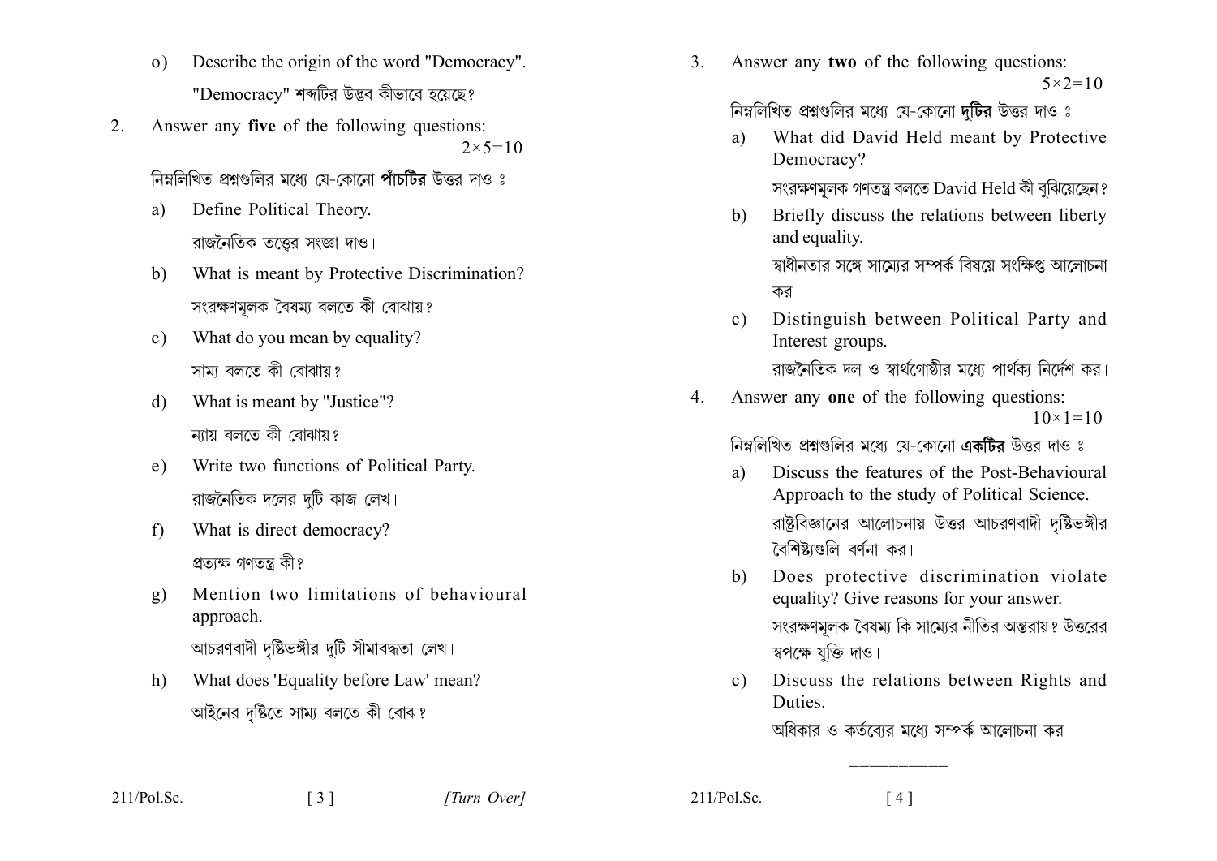o) Describe the origin of the word "Democracy".

"Democracy" শব্দটির উদ্ভব কীভাবে হয়েছে?

2. Answer any **five** of the following questions: $2\times5=10$

নিম্নলিখিত প্রশ্নগুলির মধ্যে যে-কোনো **পাঁচটির** উত্তর দাও ঃ

a) Define Political Theory.

রাজনৈতিক তত্ত্বের সংজ্ঞা দাও।

b) What is meant by Protective Discrimination?

সংরক্ষণমূলক বৈষম্য বলতে কী বোঝায়?

c) What do you mean by equality?

সাম্য বলতে কী বোঝায়?

d) What is meant by "Justice"?

ন্যায় বলতে কী বোঝায়?

e) Write two functions of Political Party.

রাজনৈতিক দলের দুটি কাজ লেখ।

f) What is direct democracy?

প্রত্যক্ষ গণতন্ত্র কী?

g) Mention two limitations of behavioural approach.

আচরণবাদী দৃষ্টিভঙ্গীর দুটি সীমাবদ্ধতা লেখ।

h) What does 'Equality before Law' mean?

আইনের দৃষ্টিতে সাম্য বলতে কী বোঝ?

3. Answer any **two** of the following questions: $5\times2=10$

নিম্নলিখিত প্রশ্নগুলির মধ্যে যে-কোনো **দুটির** উত্তর দাও ঃ

a) What did David Held meant by Protective Democracy?

সংরক্ষণমূলক গণতন্ত্র বলতে David Held কী বুঝিয়েছেন?

b) Briefly discuss the relations between liberty and equality.

স্বাধীনতার সঙ্গে সাম্যের সম্পর্ক বিষয়ে সংক্ষিপ্ত আলোচনা কর।

c) Distinguish between Political Party and Interest groups.

রাজনৈতিক দল ও স্বার্থগোষ্ঠীর মধ্যে পার্থক্য নির্দেশ কর।

4. Answer any **one** of the following questions: $10\times1=10$

নিম্নলিখিত প্রশ্নগুলির মধ্যে যে-কোনো **একটির** উত্তর দাও ঃ

a) Discuss the features of the Post-Behavioural Approach to the study of Political Science.

রাষ্ট্রবিজ্ঞানের আলোচনায় উত্তর আচরণবাদী দৃষ্টিভঙ্গীর বৈশিষ্ট্যগুলি বর্ণনা কর।

b) Does protective discrimination violate equality? Give reasons for your answer.

সংরক্ষণমূলক বৈষম্য কি সাম্যের নীতির অন্তরায়? উত্তরের স্বপক্ষে যুক্তি দাও।

c) Discuss the relations between Rights and Duties.

অধিকার ও কর্তব্যের মধ্যে সম্পর্ক আলোচনা কর।

---